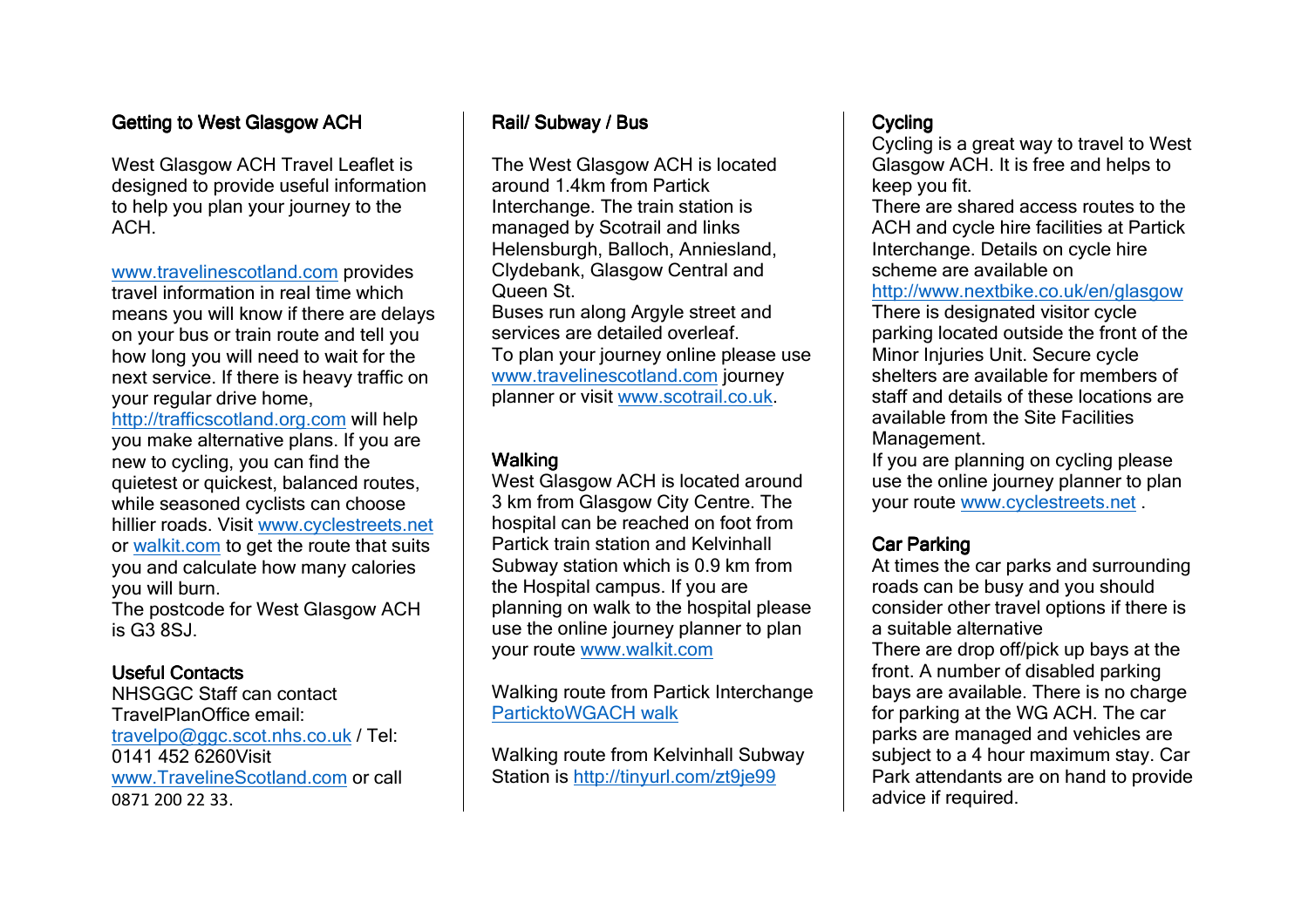## Getting to West Glasgow ACH

West Glasgow ACH Travel Leaflet is designed to provide useful information to help you plan your journey to the ACH.

www.travelinescotland.com provides travel information in real time which means you will know if there are delays on your bus or train route and tell you how long you will need to wait for the next service. If there is heavy traffic on your regular drive home, http://trafficscotland.org.com will help you make alternative plans. If you are new to cycling, you can find the quietest or quickest, balanced routes, while seasoned cyclists can choose hillier roads. Visit www.cyclestreets.net or walkit.com to get the route that suits you and calculate how many calories you will burn.

The postcode for West Glasgow ACH is G3 8SJ.

## Useful Contacts

NHSGGC Staff can contact TravelPlanOffice email: travelpo@ggc.scot.nhs.co.uk / Tel: 0141 452 6260Visit www.TravelineScotland.com or call 0871 200 22 33.

## Rail/ Subway / Bus

The West Glasgow ACH is located around 1.4km from Partick Interchange. The train station is managed by Scotrail and links Helensburgh, Balloch, Anniesland, Clydebank, Glasgow Central and Queen St.

Buses run along Argyle street and services are detailed overleaf.

To plan your journey online please use www.travelinescotland.com journey planner or visit www.scotrail.co.uk.

## Walking

West Glasgow ACH is located around 3 km from Glasgow City Centre. The hospital can be reached on foot from Partick train station and Kelvinhall Subway station which is 0.9 km from the Hospital campus. If you are planning on walk to the hospital please use the online journey planner to plan your route www.walkit.com

Walking route from Partick Interchange ParticktoWGACH walk

Walking route from Kelvinhall Subway Station is http://tinyurl.com/zt9je99

## Cycling

Cycling is a great way to travel to West Glasgow ACH. It is free and helps to keep you fit.

There are shared access routes to the ACH and cycle hire facilities at Partick Interchange. Details on cycle hire scheme are available on http://www.nextbike.co.uk/en/glasgow

There is designated visitor cycle parking located outside the front of the Minor Injuries Unit. Secure cycle shelters are available for members of staff and details of these locations are available from the Site Facilities Management.

If you are planning on cycling please use the online journey planner to plan your route www.cyclestreets.net .

## Car Parking

At times the car parks and surrounding roads can be busy and you should consider other travel options if there is a suitable alternative

There are drop off/pick up bays at the front. A number of disabled parking bays are available. There is no charge for parking at the WG ACH. The car parks are managed and vehicles are subject to a 4 hour maximum stay. Car Park attendants are on hand to provide advice if required.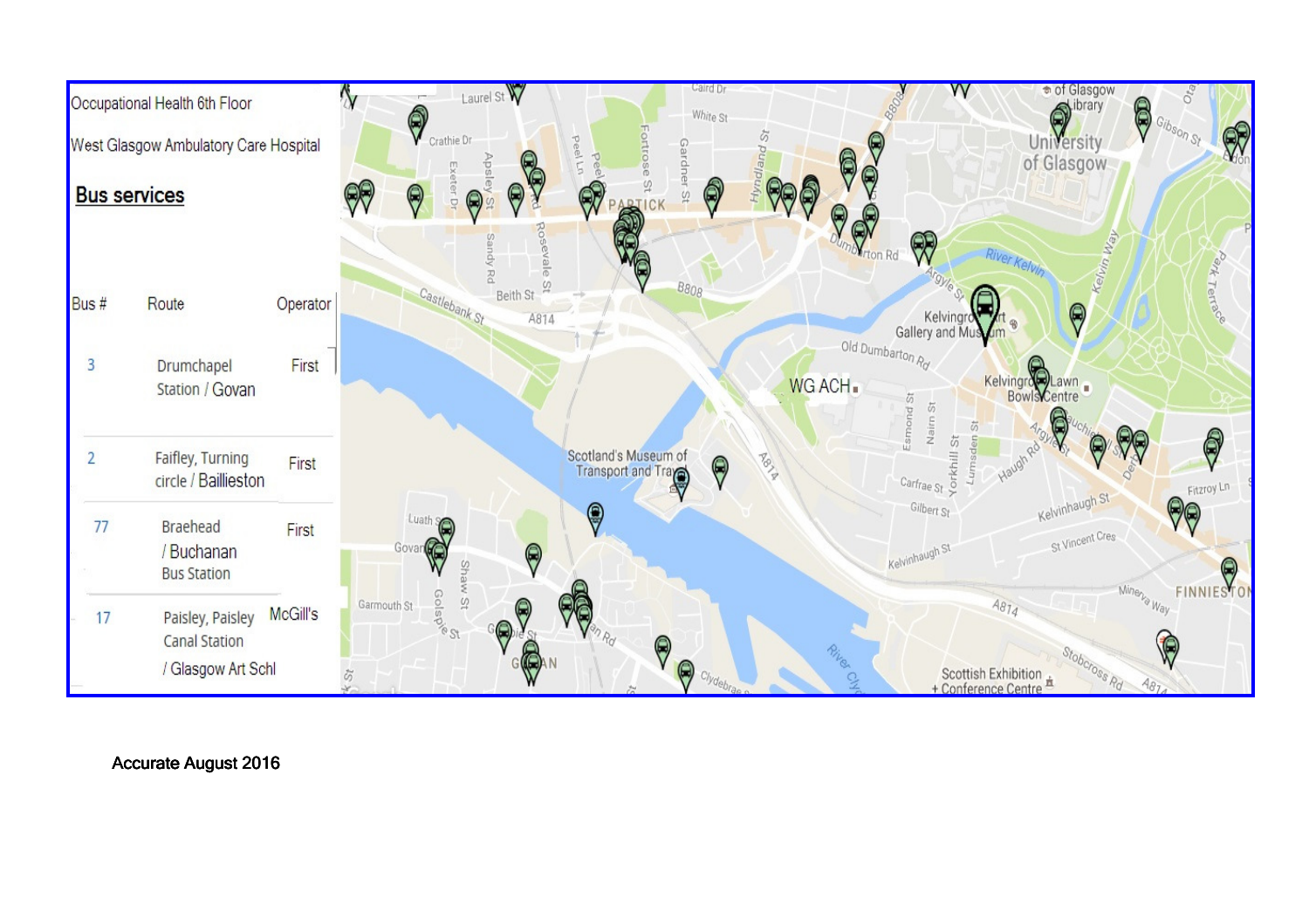Occupational Health 6th Floor

West Glasgow Ambulatory Care Hospital

## Bus services

| Bus # | Route | Operator |
|---|---|---|
| 3 | Drumchapel Station / Govan | First |
| 2 | Faifley, Turning circle / Baillieston | First |
| 77 | Braehead / Buchanan Bus Station | First |
| 17 | Paisley, Paisley Canal Station / Glasgow Art Schl | McGill's |

Accurate August 2016